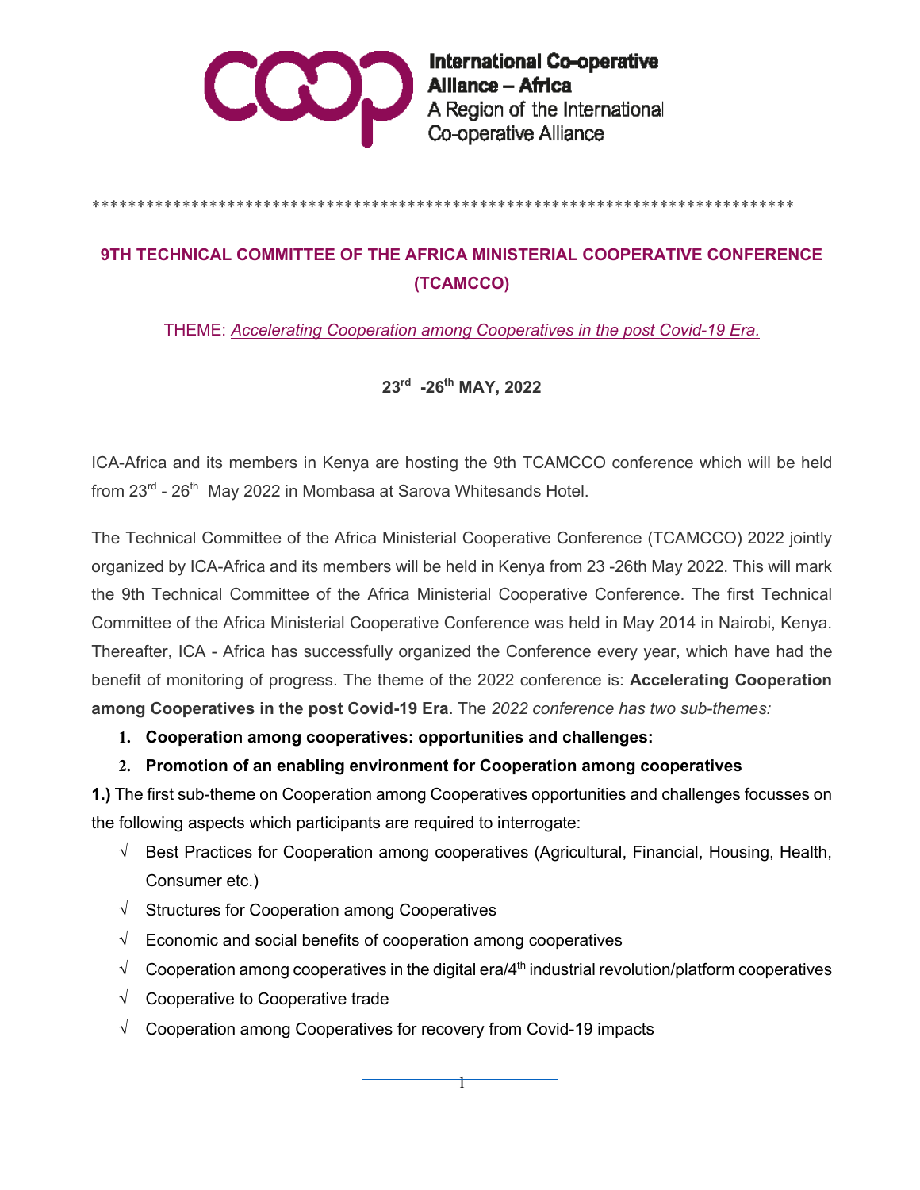International Co-operative Alliance – Africa
A Region of the International Co-operative Alliance

*******************************************************************************

# 9TH TECHNICAL COMMITTEE OF THE AFRICA MINISTERIAL COOPERATIVE CONFERENCE (TCAMCCO)

THEME: *Accelerating Cooperation among Cooperatives in the post Covid-19 Era.*

**23rd -26th MAY, 2022**

ICA-Africa and its members in Kenya are hosting the 9th TCAMCCO conference which will be held from 23rd - 26th May 2022 in Mombasa at Sarova Whitesands Hotel.

The Technical Committee of the Africa Ministerial Cooperative Conference (TCAMCCO) 2022 jointly organized by ICA-Africa and its members will be held in Kenya from 23 -26th May 2022. This will mark the 9th Technical Committee of the Africa Ministerial Cooperative Conference. The first Technical Committee of the Africa Ministerial Cooperative Conference was held in May 2014 in Nairobi, Kenya. Thereafter, ICA - Africa has successfully organized the Conference every year, which have had the benefit of monitoring of progress. The theme of the 2022 conference is: **Accelerating Cooperation among Cooperatives in the post Covid-19 Era**. The *2022 conference has two sub-themes:*

1. **Cooperation among cooperatives: opportunities and challenges:**
2. **Promotion of an enabling environment for Cooperation among cooperatives**

**1.)** The first sub-theme on Cooperation among Cooperatives opportunities and challenges focusses on the following aspects which participants are required to interrogate:

- √ Best Practices for Cooperation among cooperatives (Agricultural, Financial, Housing, Health, Consumer etc.)
- √ Structures for Cooperation among Cooperatives
- √ Economic and social benefits of cooperation among cooperatives
- √ Cooperation among cooperatives in the digital era/4th industrial revolution/platform cooperatives
- √ Cooperative to Cooperative trade
- √ Cooperation among Cooperatives for recovery from Covid-19 impacts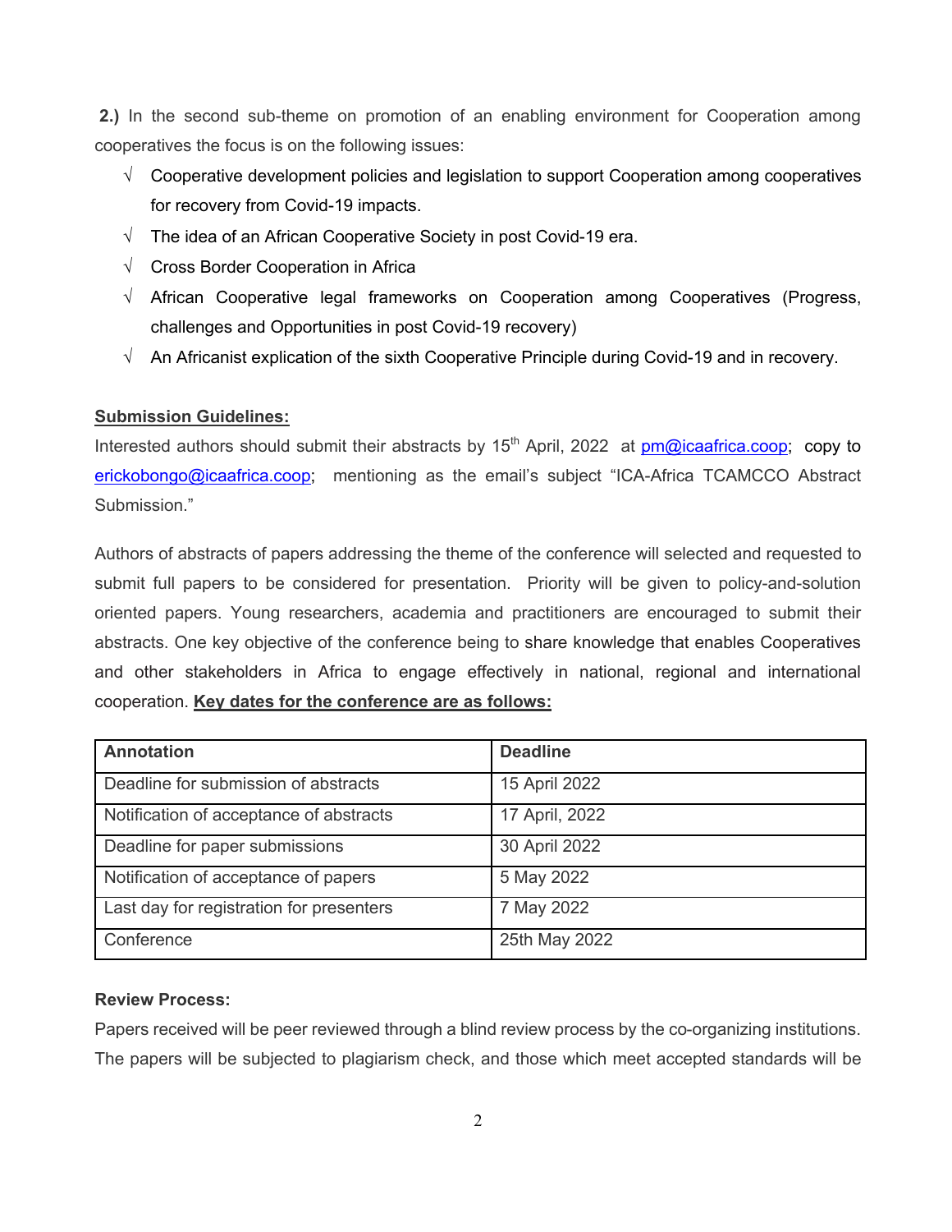**2.)** In the second sub-theme on promotion of an enabling environment for Cooperation among cooperatives the focus is on the following issues:

- √ Cooperative development policies and legislation to support Cooperation among cooperatives for recovery from Covid-19 impacts.
- √ The idea of an African Cooperative Society in post Covid-19 era.
- √ Cross Border Cooperation in Africa
- √ African Cooperative legal frameworks on Cooperation among Cooperatives (Progress, challenges and Opportunities in post Covid-19 recovery)
- √ An Africanist explication of the sixth Cooperative Principle during Covid-19 and in recovery.

**Submission Guidelines:**

Interested authors should submit their abstracts by 15th April, 2022 at pm@icaafrica.coop; copy to erickobongo@icaafrica.coop; mentioning as the email's subject "ICA-Africa TCAMCCO Abstract Submission."

Authors of abstracts of papers addressing the theme of the conference will selected and requested to submit full papers to be considered for presentation. Priority will be given to policy-and-solution oriented papers. Young researchers, academia and practitioners are encouraged to submit their abstracts. One key objective of the conference being to share knowledge that enables Cooperatives and other stakeholders in Africa to engage effectively in national, regional and international cooperation. **Key dates for the conference are as follows:**

| Annotation | Deadline |
| --- | --- |
| Deadline for submission of abstracts | 15 April 2022 |
| Notification of acceptance of abstracts | 17 April, 2022 |
| Deadline for paper submissions | 30 April 2022 |
| Notification of acceptance of papers | 5 May 2022 |
| Last day for registration for presenters | 7 May 2022 |
| Conference | 25th May 2022 |

**Review Process:**

Papers received will be peer reviewed through a blind review process by the co-organizing institutions. The papers will be subjected to plagiarism check, and those which meet accepted standards will be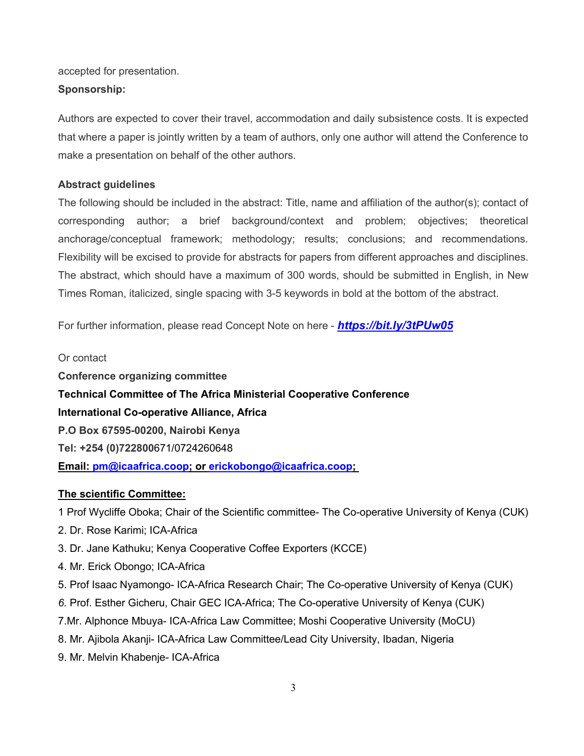accepted for presentation.

**Sponsorship:**

Authors are expected to cover their travel, accommodation and daily subsistence costs. It is expected that where a paper is jointly written by a team of authors, only one author will attend the Conference to make a presentation on behalf of the other authors.

**Abstract guidelines**

The following should be included in the abstract: Title, name and affiliation of the author(s); contact of corresponding author; a brief background/context and problem; objectives; theoretical anchorage/conceptual framework; methodology; results; conclusions; and recommendations. Flexibility will be excised to provide for abstracts for papers from different approaches and disciplines. The abstract, which should have a maximum of 300 words, should be submitted in English, in New Times Roman, italicized, single spacing with 3-5 keywords in bold at the bottom of the abstract.

For further information, please read Concept Note on here - ***https://bit.ly/3tPUw05***

Or contact

**Conference organizing committee**

**Technical Committee of The Africa Ministerial Cooperative Conference**

**International Co-operative Alliance, Africa**

**P.O Box 67595-00200, Nairobi Kenya**

**Tel: +254 (0)722800**671/0724260648

**Email: pm@icaafrica.coop; or erickobongo@icaafrica.coop;**

**The scientific Committee:**

1 Prof Wycliffe Oboka; Chair of the Scientific committee- The Co-operative University of Kenya (CUK)

2. Dr. Rose Karimi; ICA-Africa

3. Dr. Jane Kathuku; Kenya Cooperative Coffee Exporters (KCCE)

4. Mr. Erick Obongo; ICA-Africa

5. Prof Isaac Nyamongo- ICA-Africa Research Chair; The Co-operative University of Kenya (CUK)

*6.* Prof. Esther Gicheru, Chair GEC ICA-Africa; The Co-operative University of Kenya (CUK)

7.Mr. Alphonce Mbuya- ICA-Africa Law Committee; Moshi Cooperative University (MoCU)

8. Mr. Ajibola Akanji- ICA-Africa Law Committee/Lead City University, Ibadan, Nigeria

9. Mr. Melvin Khabenje- ICA-Africa